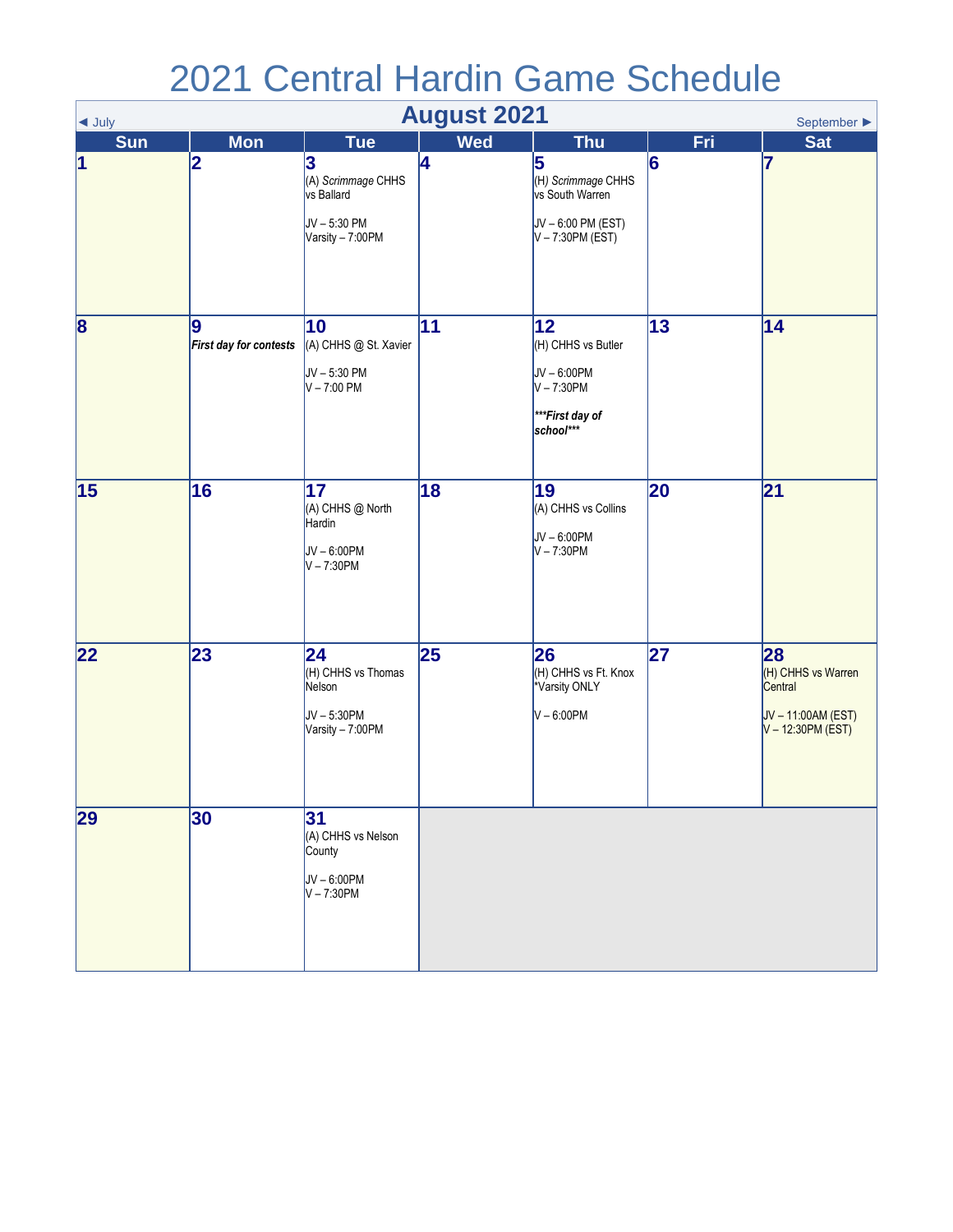# 2021 Central Hardin Game Schedule

◄ July | **August 2021** | September ►

| Sun | Mon | Tue | Wed | Thu | Fri | Sat |
|---|---|---|---|---|---|---|
| **1** | **2** | **3** (A) *Scrimmage* CHHS vs Ballard<br><br>JV – 5:30 PM<br>Varsity – 7:00PM | **4** | **5** (H) *Scrimmage* CHHS vs South Warren<br><br>JV – 6:00 PM (EST)<br>V – 7:30PM (EST) | **6** | **7** |
| **8** | **9** ***First day for contests*** | **10** (A) CHHS @ St. Xavier<br><br>JV – 5:30 PM<br>V – 7:00 PM | **11** | **12** (H) CHHS vs Butler<br><br>JV – 6:00PM<br>V – 7:30PM<br><br>***\*\*\*First day of school\*\*\**** | **13** | **14** |
| **15** | **16** | **17** (A) CHHS @ North Hardin<br><br>JV – 6:00PM<br>V – 7:30PM | **18** | **19** (A) CHHS vs Collins<br><br>JV – 6:00PM<br>V – 7:30PM | **20** | **21** |
| **22** | **23** | **24** (H) CHHS vs Thomas Nelson<br><br>JV – 5:30PM<br>Varsity – 7:00PM | **25** | **26** (H) CHHS vs Ft. Knox<br>*Varsity ONLY<br><br>V – 6:00PM | **27** | **28** (H) CHHS vs Warren Central<br><br>JV – 11:00AM (EST)<br>V – 12:30PM (EST) |
| **29** | **30** | **31** (A) CHHS vs Nelson County<br><br>JV – 6:00PM<br>V – 7:30PM | | | | |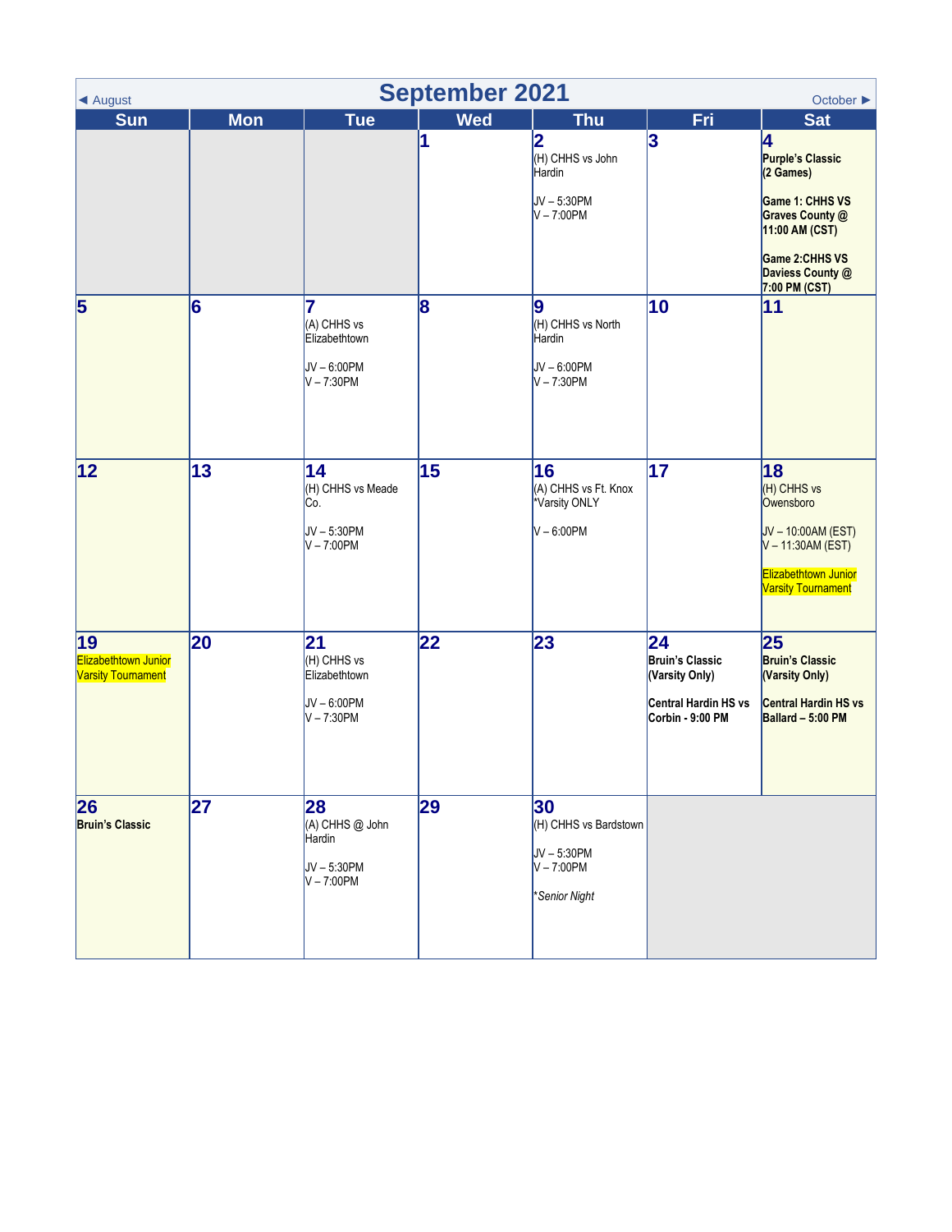# September 2021

◄ August | October ►

| Sun | Mon | Tue | Wed | Thu | Fri | Sat |
|---|---|---|---|---|---|---|
| | | | **1** | **2** (H) CHHS vs John Hardin<br><br>JV – 5:30PM<br>V – 7:00PM | **3** | **4** **Purple's Classic (2 Games)**<br><br>**Game 1: CHHS VS Graves County @ 11:00 AM (CST)**<br><br>**Game 2:CHHS VS Daviess County @ 7:00 PM (CST)** |
| **5** | **6** | **7** (A) CHHS vs Elizabethtown<br><br>JV – 6:00PM<br>V – 7:30PM | **8** | **9** (H) CHHS vs North Hardin<br><br>JV – 6:00PM<br>V – 7:30PM | **10** | **11** |
| **12** | **13** | **14** (H) CHHS vs Meade Co.<br><br>JV – 5:30PM<br>V – 7:00PM | **15** | **16** (A) CHHS vs Ft. Knox *Varsity ONLY<br><br>V – 6:00PM | **17** | **18** (H) CHHS vs Owensboro<br><br>JV – 10:00AM (EST)<br>V – 11:30AM (EST)<br><br>Elizabethtown Junior Varsity Tournament |
| **19** Elizabethtown Junior Varsity Tournament | **20** | **21** (H) CHHS vs Elizabethtown<br><br>JV – 6:00PM<br>V – 7:30PM | **22** | **23** | **24** **Bruin's Classic (Varsity Only)**<br><br>**Central Hardin HS vs Corbin - 9:00 PM** | **25** **Bruin's Classic (Varsity Only)**<br><br>**Central Hardin HS vs Ballard – 5:00 PM** |
| **26** **Bruin's Classic** | **27** | **28** (A) CHHS @ John Hardin<br><br>JV – 5:30PM<br>V – 7:00PM | **29** | **30** (H) CHHS vs Bardstown<br><br>JV – 5:30PM<br>V – 7:00PM<br><br>**Senior Night* | | |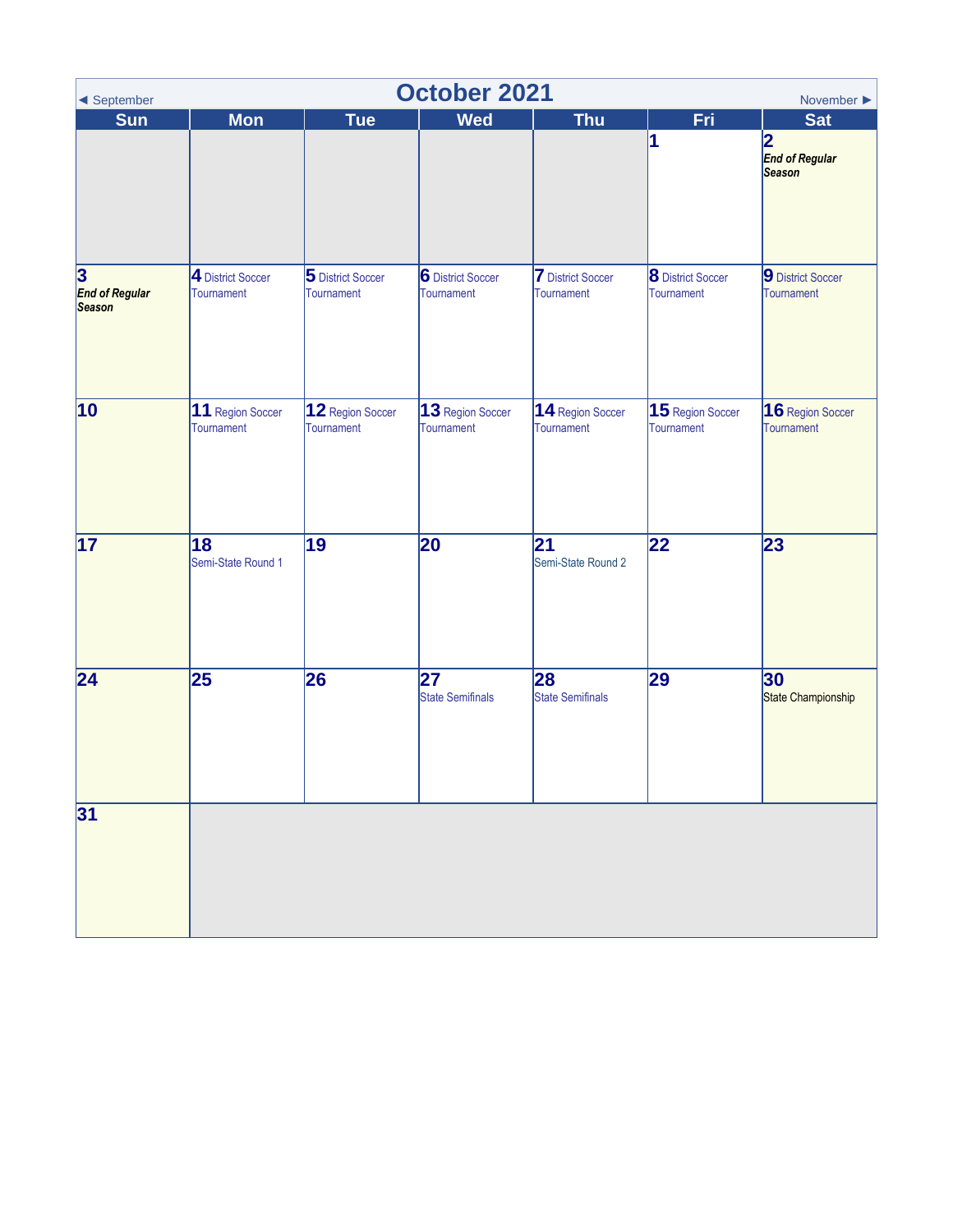◄ September

# October 2021

November ►

| Sun | Mon | Tue | Wed | Thu | Fri | Sat |
|---|---|---|---|---|---|---|
| | | | | | 1 | 2 *End of Regular Season* |
| 3 *End of Regular Season* | 4 District Soccer Tournament | 5 District Soccer Tournament | 6 District Soccer Tournament | 7 District Soccer Tournament | 8 District Soccer Tournament | 9 District Soccer Tournament |
| 10 | 11 Region Soccer Tournament | 12 Region Soccer Tournament | 13 Region Soccer Tournament | 14 Region Soccer Tournament | 15 Region Soccer Tournament | 16 Region Soccer Tournament |
| 17 | 18 Semi-State Round 1 | 19 | 20 | 21 Semi-State Round 2 | 22 | 23 |
| 24 | 25 | 26 | 27 State Semifinals | 28 State Semifinals | 29 | 30 State Championship |
| 31 | | | | | | |